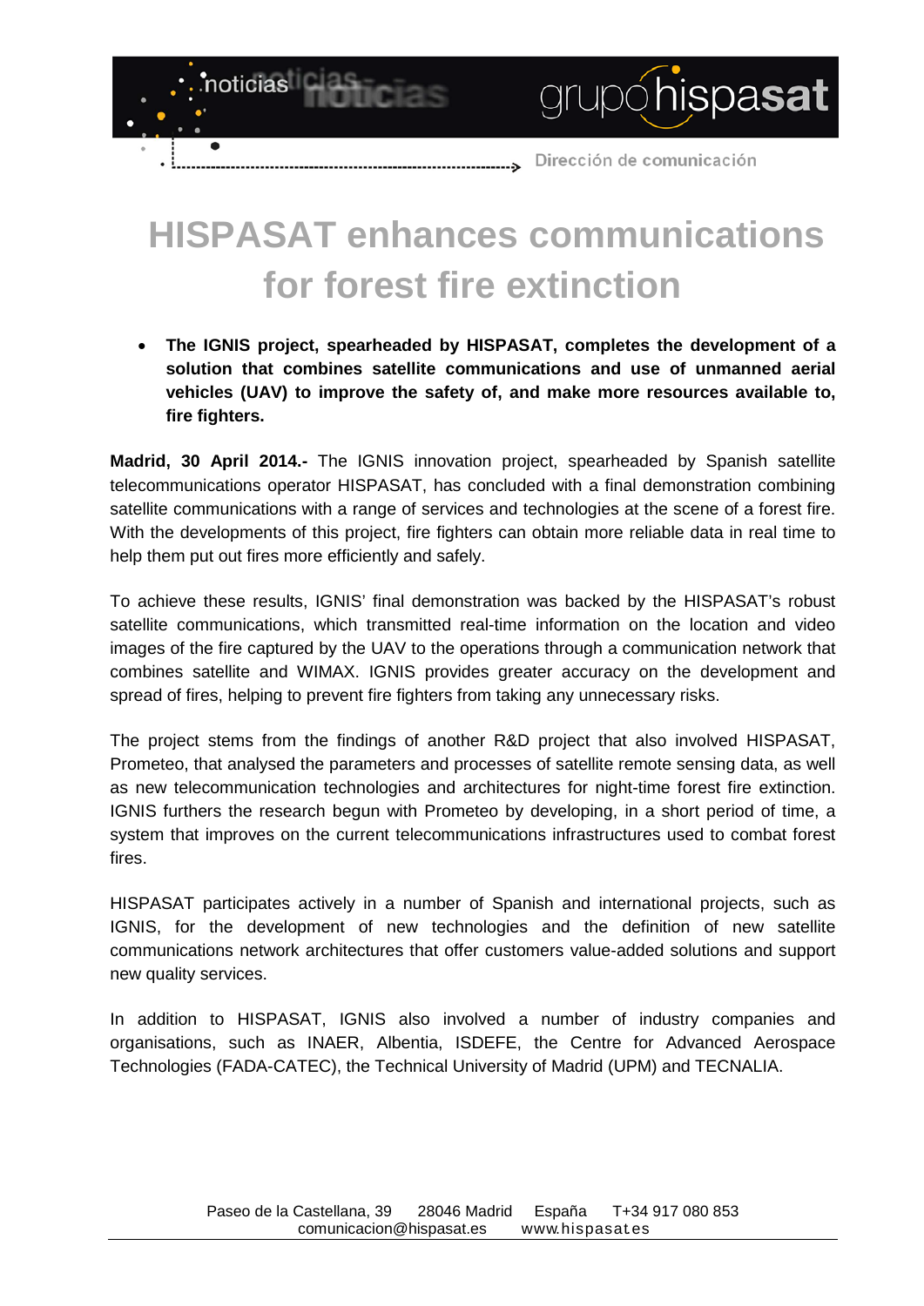# HISPASAT enhances communications for forest fire extinction

- **The IGNIS project, spearheaded by HISPASAT, completes the development of a solution that combines satellite communications and use of unmanned aerial vehicles (UAV) to improve the safety of, and make more resources available to, fire fighters.**

**Madrid, 30 April 2014.-** The IGNIS innovation project, spearheaded by Spanish satellite telecommunications operator HISPASAT, has concluded with a final demonstration combining satellite communications with a range of services and technologies at the scene of a forest fire. With the developments of this project, fire fighters can obtain more reliable data in real time to help them put out fires more efficiently and safely.

To achieve these results, IGNIS' final demonstration was backed by the HISPASAT's robust satellite communications, which transmitted real-time information on the location and video images of the fire captured by the UAV to the operations through a communication network that combines satellite and WIMAX. IGNIS provides greater accuracy on the development and spread of fires, helping to prevent fire fighters from taking any unnecessary risks.

The project stems from the findings of another R&D project that also involved HISPASAT, Prometeo, that analysed the parameters and processes of satellite remote sensing data, as well as new telecommunication technologies and architectures for night-time forest fire extinction. IGNIS furthers the research begun with Prometeo by developing, in a short period of time, a system that improves on the current telecommunications infrastructures used to combat forest fires.

HISPASAT participates actively in a number of Spanish and international projects, such as IGNIS, for the development of new technologies and the definition of new satellite communications network architectures that offer customers value-added solutions and support new quality services.

In addition to HISPASAT, IGNIS also involved a number of industry companies and organisations, such as INAER, Albentia, ISDEFE, the Centre for Advanced Aerospace Technologies (FADA-CATEC), the Technical University of Madrid (UPM) and TECNALIA.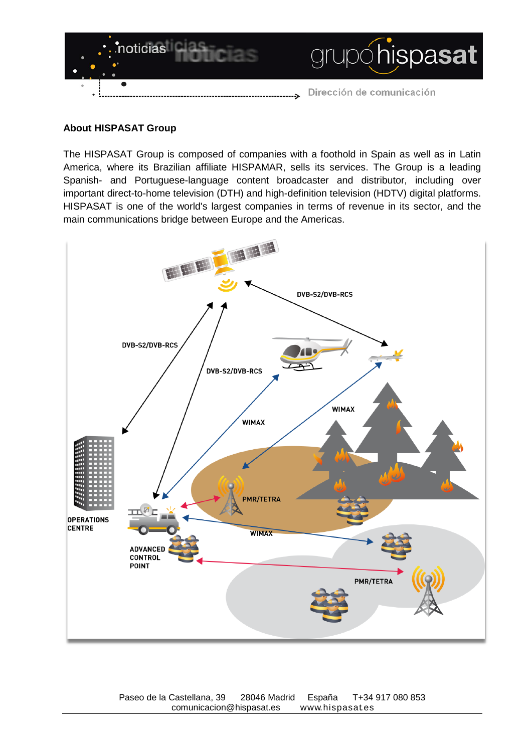## About HISPASAT Group

The HISPASAT Group is composed of companies with a foothold in Spain as well as in Latin America, where its Brazilian affiliate HISPAMAR, sells its services. The Group is a leading Spanish- and Portuguese-language content broadcaster and distributor, including over important direct-to-home television (DTH) and high-definition television (HDTV) digital platforms. HISPASAT is one of the world's largest companies in terms of revenue in its sector, and the main communications bridge between Europe and the Americas.

DVB-S2/DVB-RCS

DVB-S2/DVB-RCS

DVB-S2/DVB-RCS

WIMAX

WIMAX

WIMAX

PMR/TETRA

PMR/TETRA

OPERATIONS CENTRE

ADVANCED CONTROL POINT

Paseo de la Castellana, 39 28046 Madrid España T+34 917 080 853
comunicacion@hispasat.es www.hispasat.es